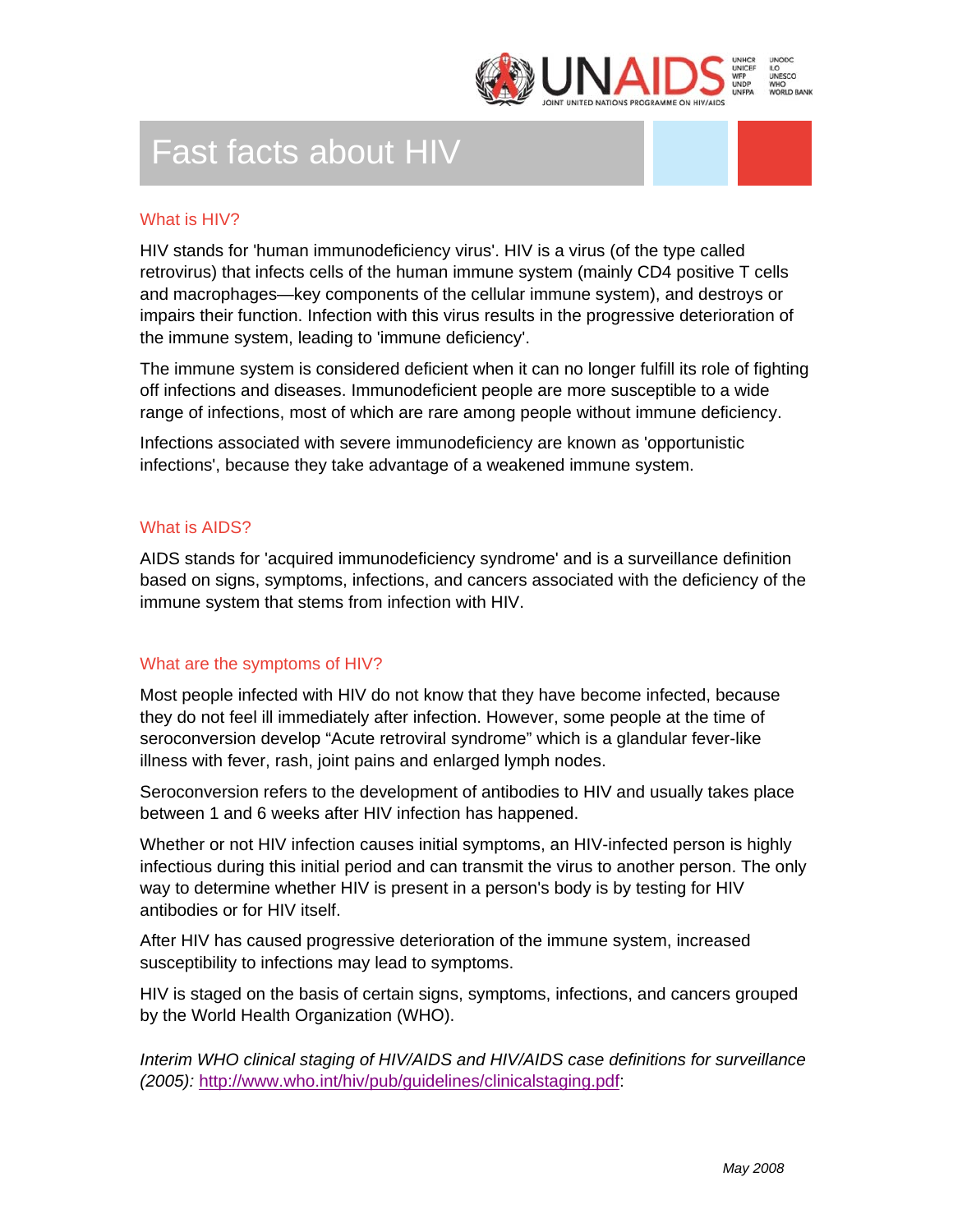# Fast facts about HIV

## What is HIV?

HIV stands for 'human immunodeficiency virus'. HIV is a virus (of the type called retrovirus) that infects cells of the human immune system (mainly CD4 positive T cells and macrophages—key components of the cellular immune system), and destroys or impairs their function. Infection with this virus results in the progressive deterioration of the immune system, leading to 'immune deficiency'.

The immune system is considered deficient when it can no longer fulfill its role of fighting off infections and diseases. Immunodeficient people are more susceptible to a wide range of infections, most of which are rare among people without immune deficiency.

Infections associated with severe immunodeficiency are known as 'opportunistic infections', because they take advantage of a weakened immune system.

## What is AIDS?

AIDS stands for 'acquired immunodeficiency syndrome' and is a surveillance definition based on signs, symptoms, infections, and cancers associated with the deficiency of the immune system that stems from infection with HIV.

## What are the symptoms of HIV?

Most people infected with HIV do not know that they have become infected, because they do not feel ill immediately after infection. However, some people at the time of seroconversion develop "Acute retroviral syndrome" which is a glandular fever-like illness with fever, rash, joint pains and enlarged lymph nodes.

Seroconversion refers to the development of antibodies to HIV and usually takes place between 1 and 6 weeks after HIV infection has happened.

Whether or not HIV infection causes initial symptoms, an HIV-infected person is highly infectious during this initial period and can transmit the virus to another person. The only way to determine whether HIV is present in a person's body is by testing for HIV antibodies or for HIV itself.

After HIV has caused progressive deterioration of the immune system, increased susceptibility to infections may lead to symptoms.

HIV is staged on the basis of certain signs, symptoms, infections, and cancers grouped by the World Health Organization (WHO).

*Interim WHO clinical staging of HIV/AIDS and HIV/AIDS case definitions for surveillance (2005):* http://www.who.int/hiv/pub/guidelines/clinicalstaging.pdf:

*May 2008*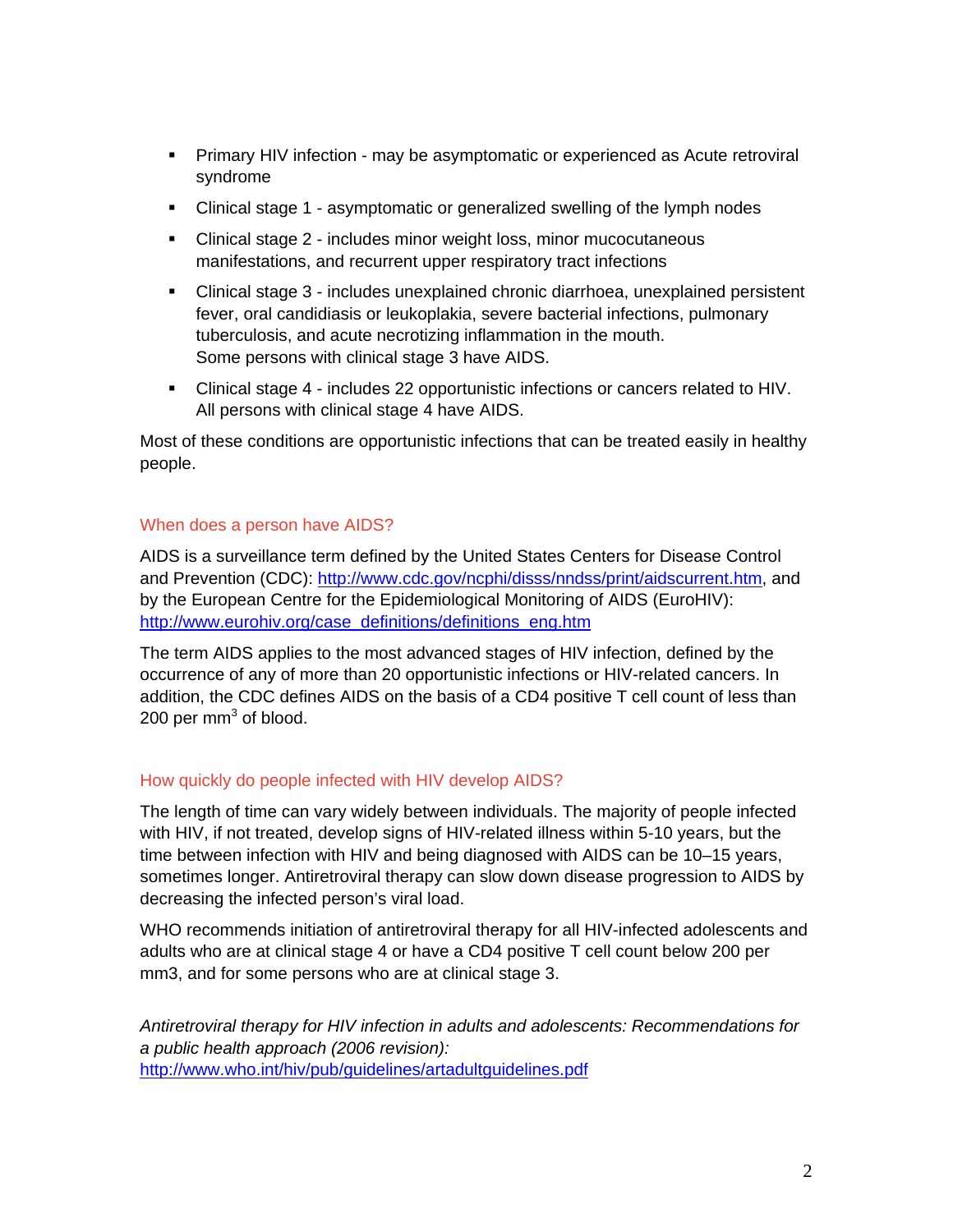- Primary HIV infection - may be asymptomatic or experienced as Acute retroviral syndrome
- Clinical stage 1 - asymptomatic or generalized swelling of the lymph nodes
- Clinical stage 2 - includes minor weight loss, minor mucocutaneous manifestations, and recurrent upper respiratory tract infections
- Clinical stage 3 - includes unexplained chronic diarrhoea, unexplained persistent fever, oral candidiasis or leukoplakia, severe bacterial infections, pulmonary tuberculosis, and acute necrotizing inflammation in the mouth.  
  Some persons with clinical stage 3 have AIDS.
- Clinical stage 4 - includes 22 opportunistic infections or cancers related to HIV. All persons with clinical stage 4 have AIDS.

Most of these conditions are opportunistic infections that can be treated easily in healthy people.

## When does a person have AIDS?

AIDS is a surveillance term defined by the United States Centers for Disease Control and Prevention (CDC): http://www.cdc.gov/ncphi/disss/nndss/print/aidscurrent.htm, and by the European Centre for the Epidemiological Monitoring of AIDS (EuroHIV): http://www.eurohiv.org/case_definitions/definitions_eng.htm

The term AIDS applies to the most advanced stages of HIV infection, defined by the occurrence of any of more than 20 opportunistic infections or HIV-related cancers. In addition, the CDC defines AIDS on the basis of a CD4 positive T cell count of less than 200 per $mm^3$ of blood.

## How quickly do people infected with HIV develop AIDS?

The length of time can vary widely between individuals. The majority of people infected with HIV, if not treated, develop signs of HIV-related illness within 5-10 years, but the time between infection with HIV and being diagnosed with AIDS can be 10–15 years, sometimes longer. Antiretroviral therapy can slow down disease progression to AIDS by decreasing the infected person's viral load.

WHO recommends initiation of antiretroviral therapy for all HIV-infected adolescents and adults who are at clinical stage 4 or have a CD4 positive T cell count below 200 per mm3, and for some persons who are at clinical stage 3.

*Antiretroviral therapy for HIV infection in adults and adolescents: Recommendations for a public health approach (2006 revision):*  
http://www.who.int/hiv/pub/guidelines/artadultguidelines.pdf